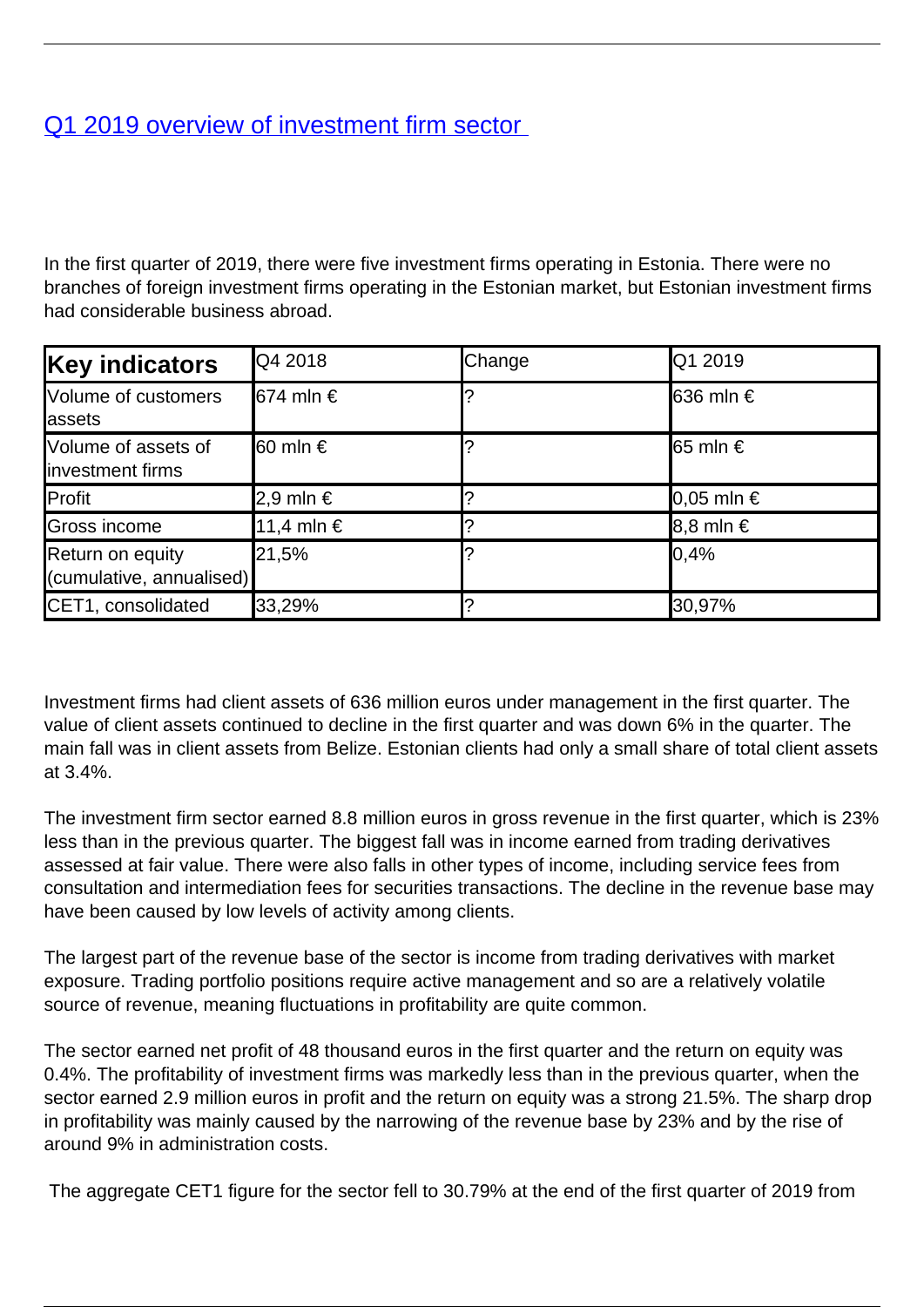# Q1 2019 overview of investment firm sector

In the first quarter of 2019, there were five investment firms operating in Estonia. There were no branches of foreign investment firms operating in the Estonian market, but Estonian investment firms had considerable business abroad.

| Key indicators | Q4 2018 | Change | Q1 2019 |
|---|---|---|---|
| Volume of customers assets | 674 mln € | ? | 636 mln € |
| Volume of assets of investment firms | 60 mln € | ? | 65 mln € |
| Profit | 2,9 mln € | ? | 0,05 mln € |
| Gross income | 11,4 mln € | ? | 8,8 mln € |
| Return on equity (cumulative, annualised) | 21,5% | ? | 0,4% |
| CET1, consolidated | 33,29% | ? | 30,97% |

Investment firms had client assets of 636 million euros under management in the first quarter. The value of client assets continued to decline in the first quarter and was down 6% in the quarter. The main fall was in client assets from Belize. Estonian clients had only a small share of total client assets at 3.4%.

The investment firm sector earned 8.8 million euros in gross revenue in the first quarter, which is 23% less than in the previous quarter. The biggest fall was in income earned from trading derivatives assessed at fair value. There were also falls in other types of income, including service fees from consultation and intermediation fees for securities transactions. The decline in the revenue base may have been caused by low levels of activity among clients.

The largest part of the revenue base of the sector is income from trading derivatives with market exposure. Trading portfolio positions require active management and so are a relatively volatile source of revenue, meaning fluctuations in profitability are quite common.

The sector earned net profit of 48 thousand euros in the first quarter and the return on equity was 0.4%. The profitability of investment firms was markedly less than in the previous quarter, when the sector earned 2.9 million euros in profit and the return on equity was a strong 21.5%. The sharp drop in profitability was mainly caused by the narrowing of the revenue base by 23% and by the rise of around 9% in administration costs.

The aggregate CET1 figure for the sector fell to 30.79% at the end of the first quarter of 2019 from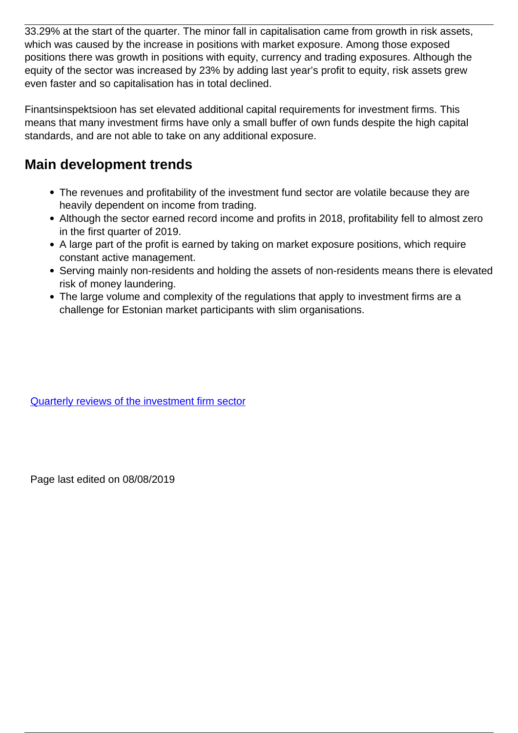33.29% at the start of the quarter. The minor fall in capitalisation came from growth in risk assets, which was caused by the increase in positions with market exposure. Among those exposed positions there was growth in positions with equity, currency and trading exposures. Although the equity of the sector was increased by 23% by adding last year's profit to equity, risk assets grew even faster and so capitalisation has in total declined.

Finantsinspektsioon has set elevated additional capital requirements for investment firms. This means that many investment firms have only a small buffer of own funds despite the high capital standards, and are not able to take on any additional exposure.

## Main development trends

- The revenues and profitability of the investment fund sector are volatile because they are heavily dependent on income from trading.
- Although the sector earned record income and profits in 2018, profitability fell to almost zero in the first quarter of 2019.
- A large part of the profit is earned by taking on market exposure positions, which require constant active management.
- Serving mainly non-residents and holding the assets of non-residents means there is elevated risk of money laundering.
- The large volume and complexity of the regulations that apply to investment firms are a challenge for Estonian market participants with slim organisations.

[Quarterly reviews of the investment firm sector]

Page last edited on 08/08/2019